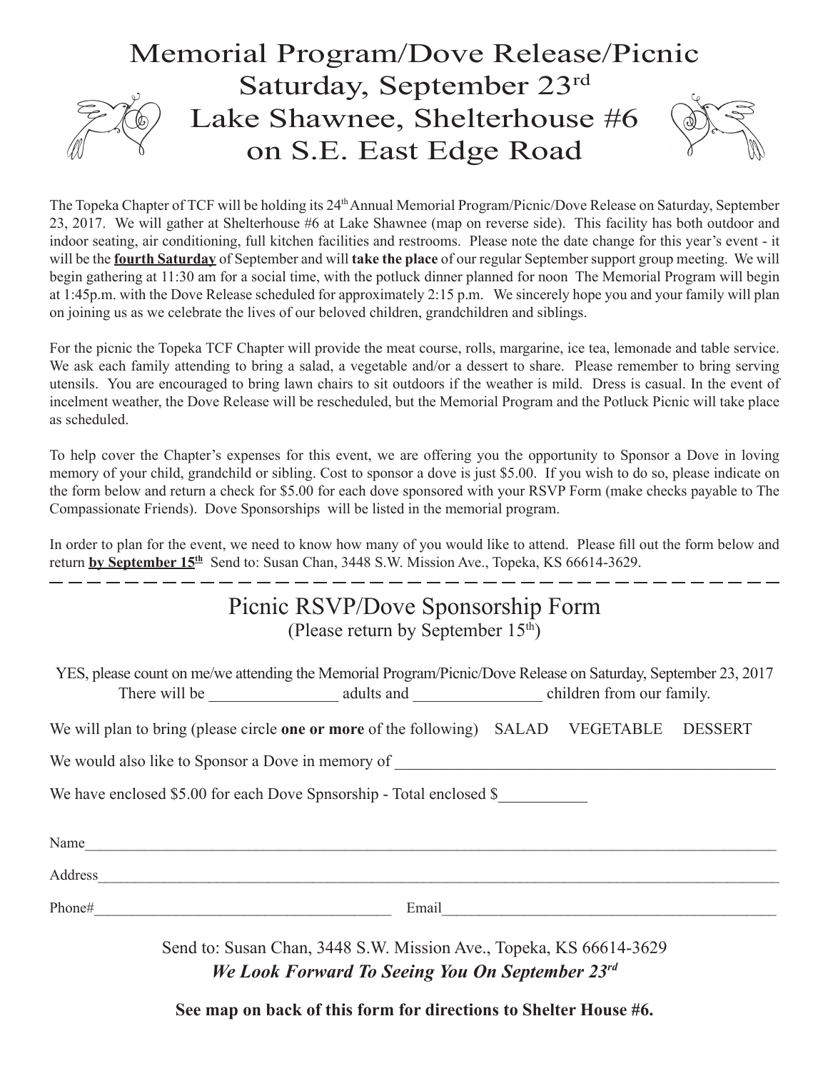# Memorial Program/Dove Release/Picnic
# Saturday, September 23rd
# Lake Shawnee, Shelterhouse #6
# on S.E. East Edge Road

The Topeka Chapter of TCF will be holding its 24th Annual Memorial Program/Picnic/Dove Release on Saturday, September 23, 2017. We will gather at Shelterhouse #6 at Lake Shawnee (map on reverse side). This facility has both outdoor and indoor seating, air conditioning, full kitchen facilities and restrooms. Please note the date change for this year's event - it will be the **fourth Saturday** of September and will **take the place** of our regular September support group meeting. We will begin gathering at 11:30 am for a social time, with the potluck dinner planned for noon The Memorial Program will begin at 1:45p.m. with the Dove Release scheduled for approximately 2:15 p.m. We sincerely hope you and your family will plan on joining us as we celebrate the lives of our beloved children, grandchildren and siblings.

For the picnic the Topeka TCF Chapter will provide the meat course, rolls, margarine, ice tea, lemonade and table service. We ask each family attending to bring a salad, a vegetable and/or a dessert to share. Please remember to bring serving utensils. You are encouraged to bring lawn chairs to sit outdoors if the weather is mild. Dress is casual. In the event of incelment weather, the Dove Release will be rescheduled, but the Memorial Program and the Potluck Picnic will take place as scheduled.

To help cover the Chapter's expenses for this event, we are offering you the opportunity to Sponsor a Dove in loving memory of your child, grandchild or sibling. Cost to sponsor a dove is just $5.00. If you wish to do so, please indicate on the form below and return a check for $5.00 for each dove sponsored with your RSVP Form (make checks payable to The Compassionate Friends). Dove Sponsorships will be listed in the memorial program.

In order to plan for the event, we need to know how many of you would like to attend. Please fill out the form below and return **by September 15th** Send to: Susan Chan, 3448 S.W. Mission Ave., Topeka, KS 66614-3629.

---

## Picnic RSVP/Dove Sponsorship Form
(Please return by September 15th)

YES, please count on me/we attending the Memorial Program/Picnic/Dove Release on Saturday, September 23, 2017
There will be ________________ adults and ________________ children from our family.

We will plan to bring (please circle **one or more** of the following) SALAD VEGETABLE DESSERT

We would also like to Sponsor a Dove in memory of ________________________________________________

We have enclosed $5.00 for each Dove Spnsorship - Total enclosed $___________

Name_____________________________________________________________________________________

Address___________________________________________________________________________________

Phone#________________________________________ Email_____________________________________________

Send to: Susan Chan, 3448 S.W. Mission Ave., Topeka, KS 66614-3629

***We Look Forward To Seeing You On September 23rd***

**See map on back of this form for directions to Shelter House #6.**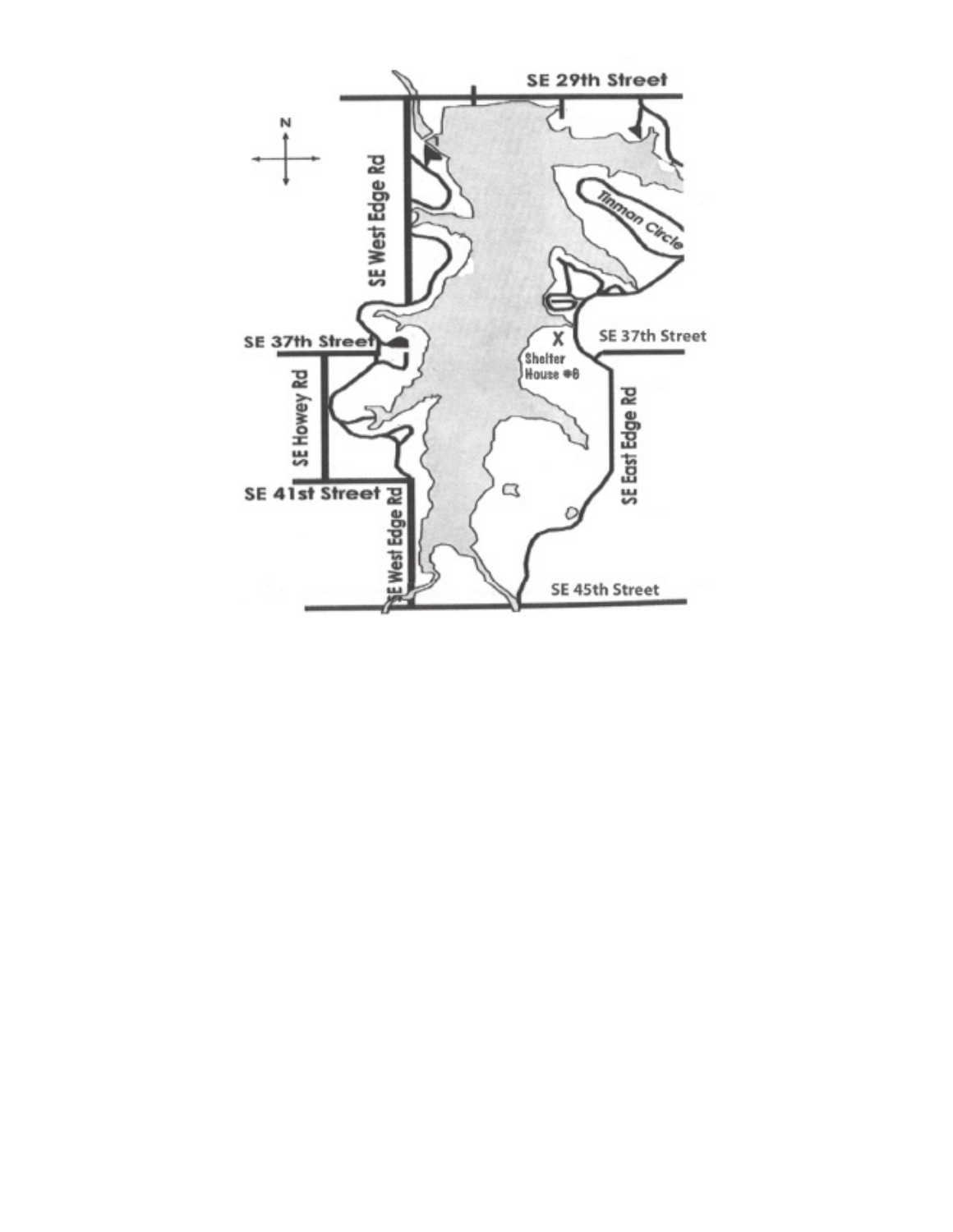SE 29th Street

N

SE West Edge Rd

Tinman Circle

SE 37th Street

SE 37th Street

X

Shelter House #6

SE Howey Rd

SE East Edge Rd

SE 41st Street

SE West Edge Rd

SE 45th Street